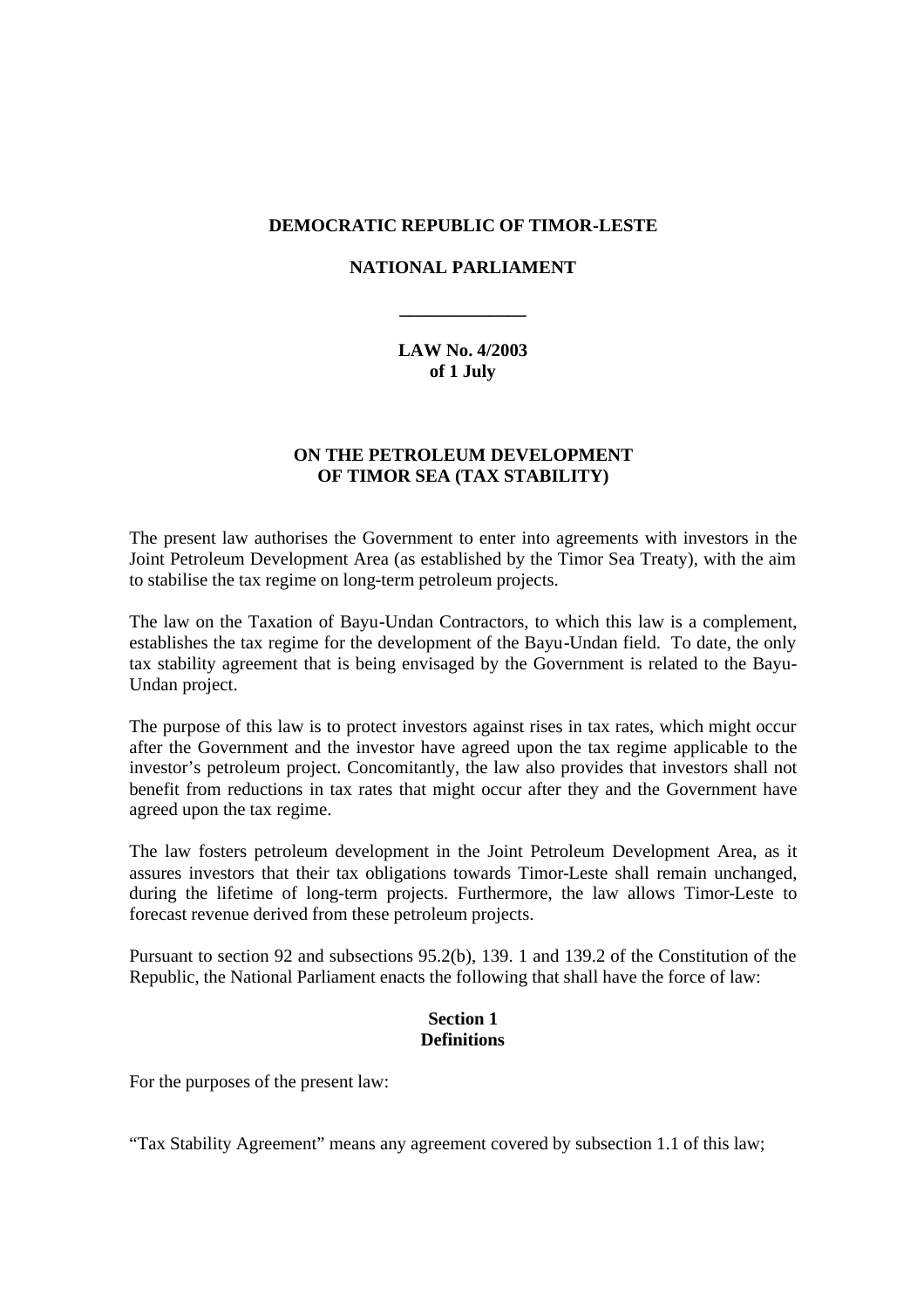**DEMOCRATIC REPUBLIC OF TIMOR-LESTE**

**NATIONAL PARLIAMENT**

---

**LAW No. 4/2003**
**of 1 July**

# ON THE PETROLEUM DEVELOPMENT OF TIMOR SEA (TAX STABILITY)

The present law authorises the Government to enter into agreements with investors in the Joint Petroleum Development Area (as established by the Timor Sea Treaty), with the aim to stabilise the tax regime on long-term petroleum projects.

The law on the Taxation of Bayu-Undan Contractors, to which this law is a complement, establishes the tax regime for the development of the Bayu-Undan field. To date, the only tax stability agreement that is being envisaged by the Government is related to the Bayu-Undan project.

The purpose of this law is to protect investors against rises in tax rates, which might occur after the Government and the investor have agreed upon the tax regime applicable to the investor's petroleum project. Concomitantly, the law also provides that investors shall not benefit from reductions in tax rates that might occur after they and the Government have agreed upon the tax regime.

The law fosters petroleum development in the Joint Petroleum Development Area, as it assures investors that their tax obligations towards Timor-Leste shall remain unchanged, during the lifetime of long-term projects. Furthermore, the law allows Timor-Leste to forecast revenue derived from these petroleum projects.

Pursuant to section 92 and subsections 95.2(b), 139. 1 and 139.2 of the Constitution of the Republic, the National Parliament enacts the following that shall have the force of law:

## Section 1
## Definitions

For the purposes of the present law:

"Tax Stability Agreement" means any agreement covered by subsection 1.1 of this law;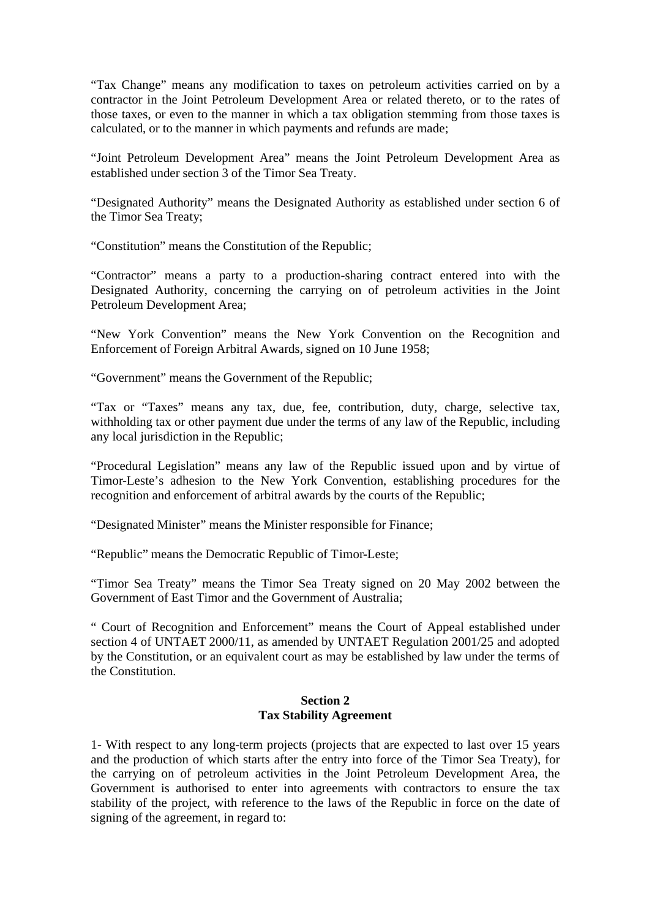"Tax Change" means any modification to taxes on petroleum activities carried on by a contractor in the Joint Petroleum Development Area or related thereto, or to the rates of those taxes, or even to the manner in which a tax obligation stemming from those taxes is calculated, or to the manner in which payments and refunds are made;

"Joint Petroleum Development Area" means the Joint Petroleum Development Area as established under section 3 of the Timor Sea Treaty.

"Designated Authority" means the Designated Authority as established under section 6 of the Timor Sea Treaty;

"Constitution" means the Constitution of the Republic;

"Contractor" means a party to a production-sharing contract entered into with the Designated Authority, concerning the carrying on of petroleum activities in the Joint Petroleum Development Area;

"New York Convention" means the New York Convention on the Recognition and Enforcement of Foreign Arbitral Awards, signed on 10 June 1958;

"Government" means the Government of the Republic;

"Tax or "Taxes" means any tax, due, fee, contribution, duty, charge, selective tax, withholding tax or other payment due under the terms of any law of the Republic, including any local jurisdiction in the Republic;

"Procedural Legislation" means any law of the Republic issued upon and by virtue of Timor-Leste's adhesion to the New York Convention, establishing procedures for the recognition and enforcement of arbitral awards by the courts of the Republic;

"Designated Minister" means the Minister responsible for Finance;

"Republic" means the Democratic Republic of Timor-Leste;

"Timor Sea Treaty" means the Timor Sea Treaty signed on 20 May 2002 between the Government of East Timor and the Government of Australia;

" Court of Recognition and Enforcement" means the Court of Appeal established under section 4 of UNTAET 2000/11, as amended by UNTAET Regulation 2001/25 and adopted by the Constitution, or an equivalent court as may be established by law under the terms of the Constitution.

## Section 2
## Tax Stability Agreement

1- With respect to any long-term projects (projects that are expected to last over 15 years and the production of which starts after the entry into force of the Timor Sea Treaty), for the carrying on of petroleum activities in the Joint Petroleum Development Area, the Government is authorised to enter into agreements with contractors to ensure the tax stability of the project, with reference to the laws of the Republic in force on the date of signing of the agreement, in regard to: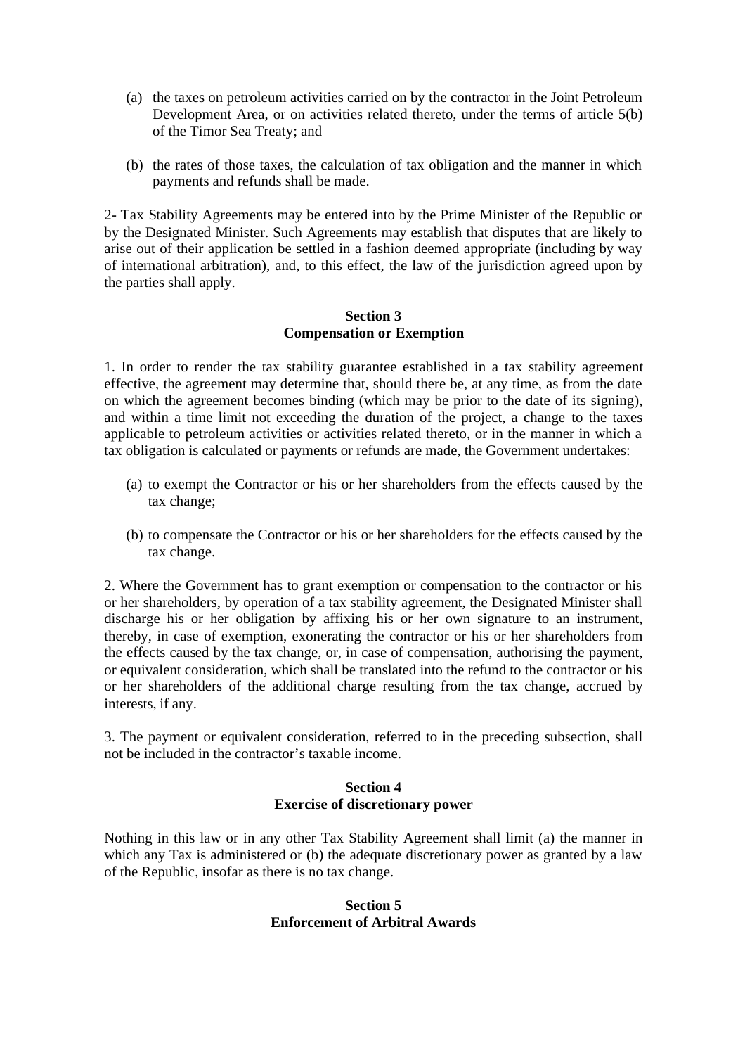(a) the taxes on petroleum activities carried on by the contractor in the Joint Petroleum Development Area, or on activities related thereto, under the terms of article 5(b) of the Timor Sea Treaty; and

(b) the rates of those taxes, the calculation of tax obligation and the manner in which payments and refunds shall be made.

2- Tax Stability Agreements may be entered into by the Prime Minister of the Republic or by the Designated Minister. Such Agreements may establish that disputes that are likely to arise out of their application be settled in a fashion deemed appropriate (including by way of international arbitration), and, to this effect, the law of the jurisdiction agreed upon by the parties shall apply.

**Section 3**
**Compensation or Exemption**

1. In order to render the tax stability guarantee established in a tax stability agreement effective, the agreement may determine that, should there be, at any time, as from the date on which the agreement becomes binding (which may be prior to the date of its signing), and within a time limit not exceeding the duration of the project, a change to the taxes applicable to petroleum activities or activities related thereto, or in the manner in which a tax obligation is calculated or payments or refunds are made, the Government undertakes:

(a) to exempt the Contractor or his or her shareholders from the effects caused by the tax change;

(b) to compensate the Contractor or his or her shareholders for the effects caused by the tax change.

2. Where the Government has to grant exemption or compensation to the contractor or his or her shareholders, by operation of a tax stability agreement, the Designated Minister shall discharge his or her obligation by affixing his or her own signature to an instrument, thereby, in case of exemption, exonerating the contractor or his or her shareholders from the effects caused by the tax change, or, in case of compensation, authorising the payment, or equivalent consideration, which shall be translated into the refund to the contractor or his or her shareholders of the additional charge resulting from the tax change, accrued by interests, if any.

3. The payment or equivalent consideration, referred to in the preceding subsection, shall not be included in the contractor's taxable income.

**Section 4**
**Exercise of discretionary power**

Nothing in this law or in any other Tax Stability Agreement shall limit (a) the manner in which any Tax is administered or (b) the adequate discretionary power as granted by a law of the Republic, insofar as there is no tax change.

**Section 5**
**Enforcement of Arbitral Awards**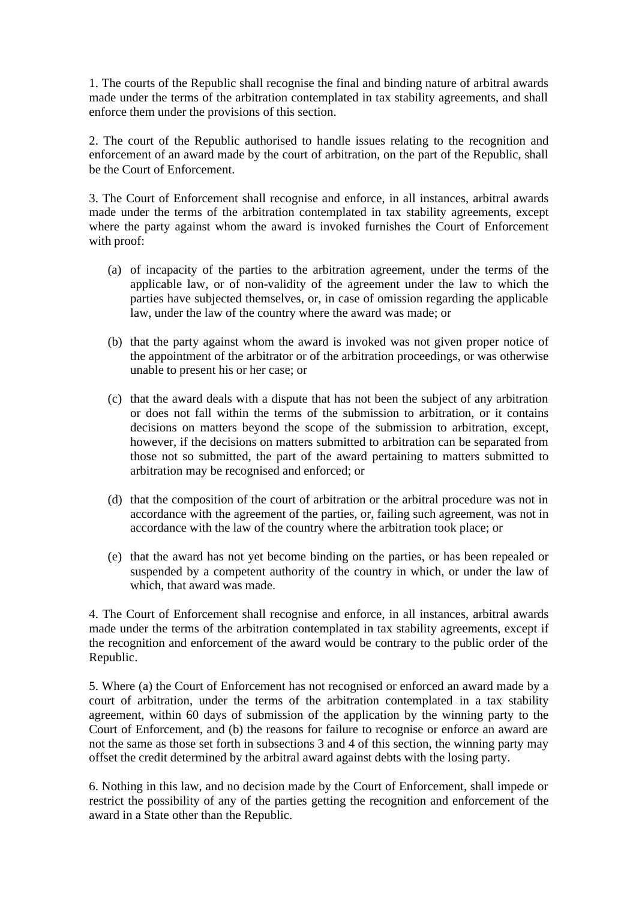1. The courts of the Republic shall recognise the final and binding nature of arbitral awards made under the terms of the arbitration contemplated in tax stability agreements, and shall enforce them under the provisions of this section.

2. The court of the Republic authorised to handle issues relating to the recognition and enforcement of an award made by the court of arbitration, on the part of the Republic, shall be the Court of Enforcement.

3. The Court of Enforcement shall recognise and enforce, in all instances, arbitral awards made under the terms of the arbitration contemplated in tax stability agreements, except where the party against whom the award is invoked furnishes the Court of Enforcement with proof:

(a) of incapacity of the parties to the arbitration agreement, under the terms of the applicable law, or of non-validity of the agreement under the law to which the parties have subjected themselves, or, in case of omission regarding the applicable law, under the law of the country where the award was made; or

(b) that the party against whom the award is invoked was not given proper notice of the appointment of the arbitrator or of the arbitration proceedings, or was otherwise unable to present his or her case; or

(c) that the award deals with a dispute that has not been the subject of any arbitration or does not fall within the terms of the submission to arbitration, or it contains decisions on matters beyond the scope of the submission to arbitration, except, however, if the decisions on matters submitted to arbitration can be separated from those not so submitted, the part of the award pertaining to matters submitted to arbitration may be recognised and enforced; or

(d) that the composition of the court of arbitration or the arbitral procedure was not in accordance with the agreement of the parties, or, failing such agreement, was not in accordance with the law of the country where the arbitration took place; or

(e) that the award has not yet become binding on the parties, or has been repealed or suspended by a competent authority of the country in which, or under the law of which, that award was made.

4. The Court of Enforcement shall recognise and enforce, in all instances, arbitral awards made under the terms of the arbitration contemplated in tax stability agreements, except if the recognition and enforcement of the award would be contrary to the public order of the Republic.

5. Where (a) the Court of Enforcement has not recognised or enforced an award made by a court of arbitration, under the terms of the arbitration contemplated in a tax stability agreement, within 60 days of submission of the application by the winning party to the Court of Enforcement, and (b) the reasons for failure to recognise or enforce an award are not the same as those set forth in subsections 3 and 4 of this section, the winning party may offset the credit determined by the arbitral award against debts with the losing party.

6. Nothing in this law, and no decision made by the Court of Enforcement, shall impede or restrict the possibility of any of the parties getting the recognition and enforcement of the award in a State other than the Republic.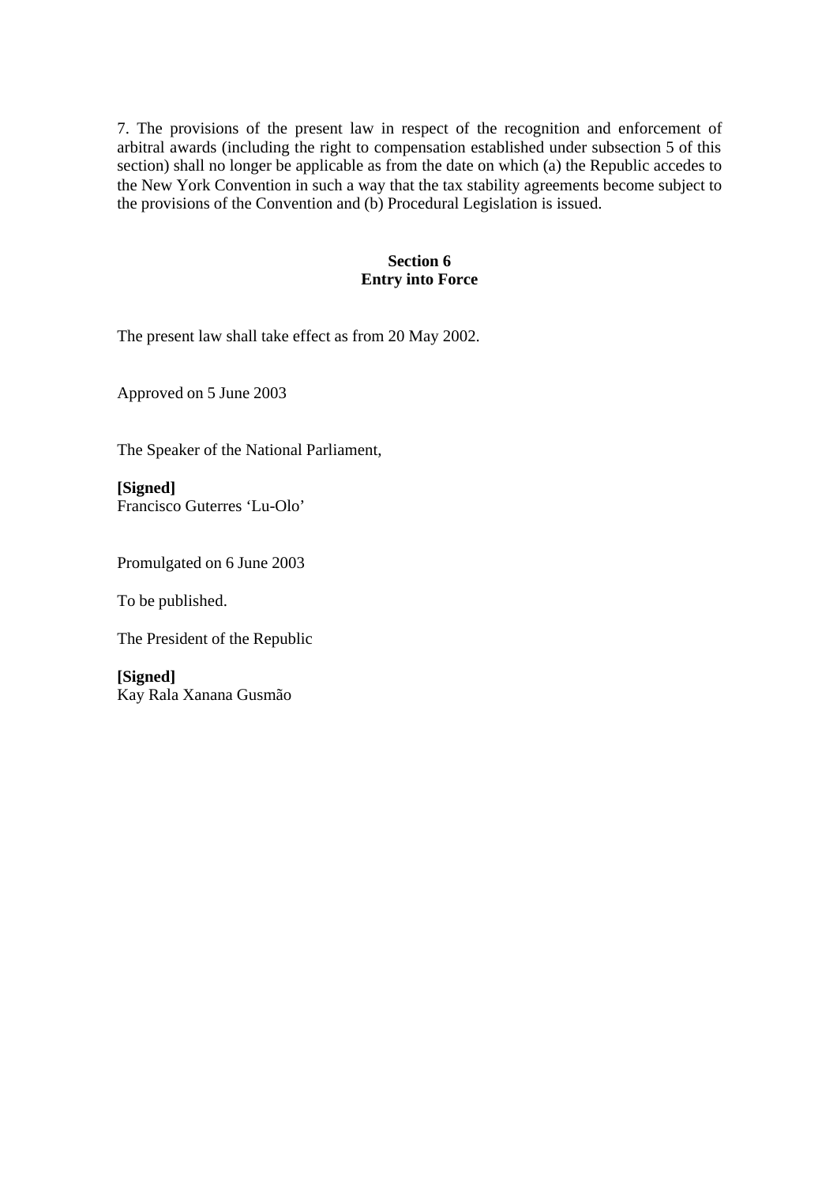7. The provisions of the present law in respect of the recognition and enforcement of arbitral awards (including the right to compensation established under subsection 5 of this section) shall no longer be applicable as from the date on which (a) the Republic accedes to the New York Convention in such a way that the tax stability agreements become subject to the provisions of the Convention and (b) Procedural Legislation is issued.

## Section 6
## Entry into Force

The present law shall take effect as from 20 May 2002.

Approved on 5 June 2003

The Speaker of the National Parliament,

**[Signed]**
Francisco Guterres 'Lu-Olo'

Promulgated on 6 June 2003

To be published.

The President of the Republic

**[Signed]**
Kay Rala Xanana Gusmão